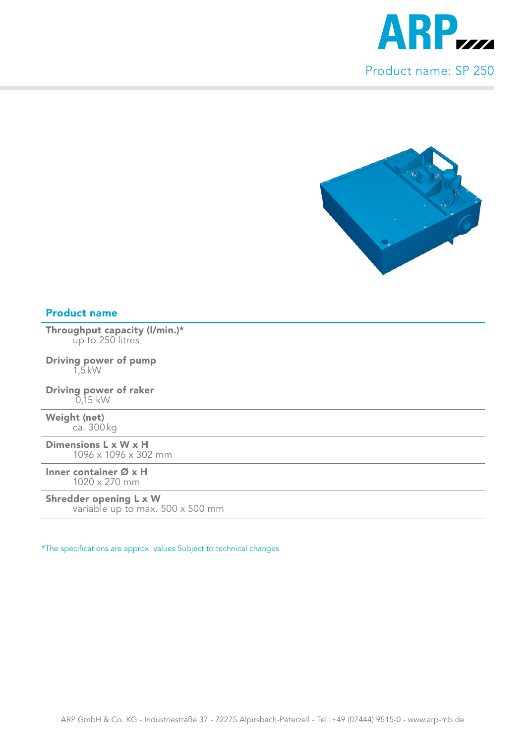ARP

Product name: SP 250

## Product name

**Throughput capacity (l/min.)***
up to 250 litres

**Driving power of pump**
1,5 kW

**Driving power of raker**
0,15 kW

**Weight (net)**
ca. 300 kg

**Dimensions L x W x H**
1096 x 1096 x 302 mm

**Inner container Ø x H**
1020 x 270 mm

**Shredder opening L x W**
variable up to max. 500 x 500 mm

*The specifications are approx. values Subject to technical changes

ARP GmbH & Co. KG - Industriestraße 37 - 72275 Alpirsbach-Peterzell - Tel.:+49 (07444) 9515-0 - www.arp-mb.de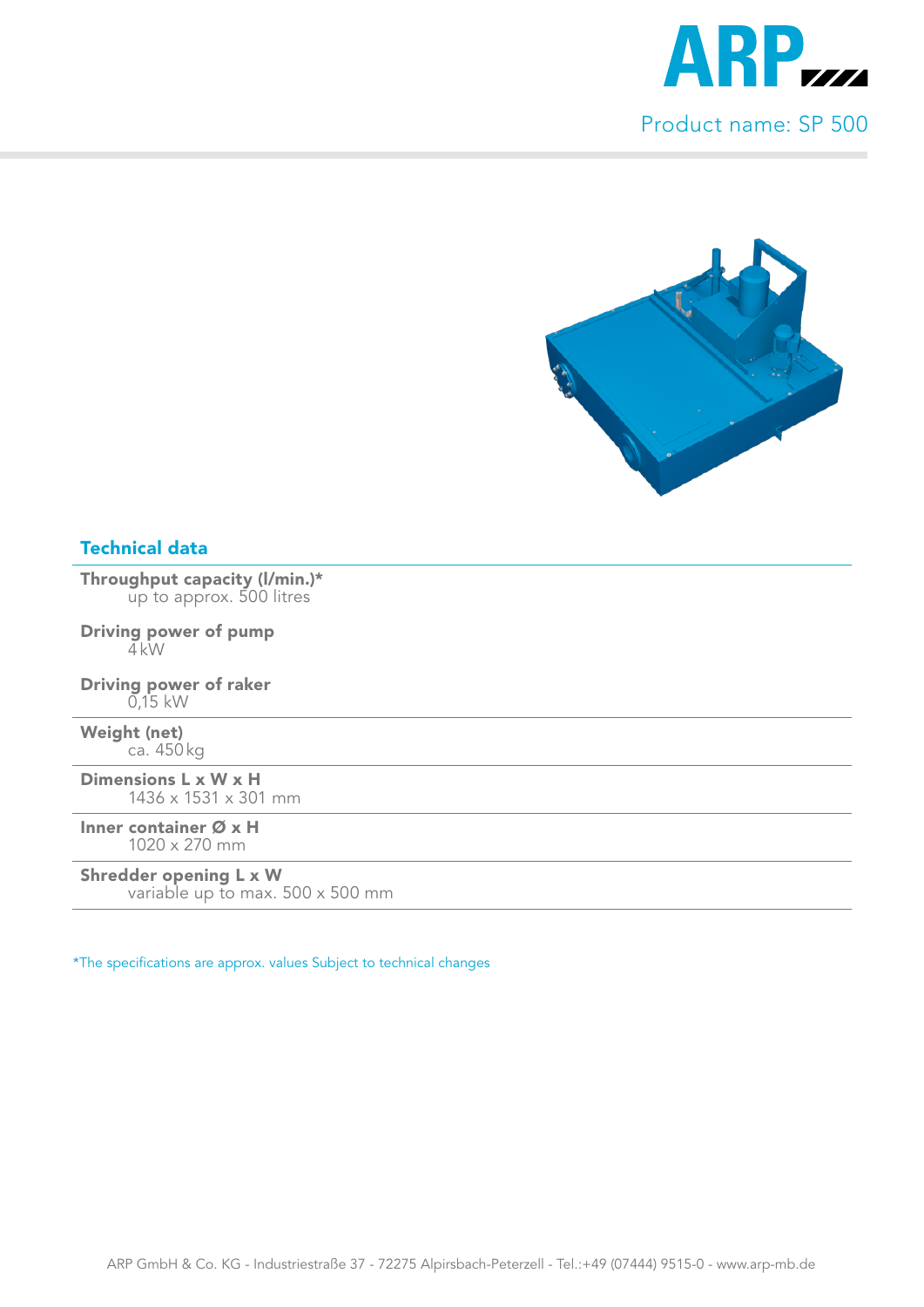Product name: SP 500

## Technical data

**Throughput capacity (l/min.)***
up to approx. 500 litres

**Driving power of pump**
4 kW

**Driving power of raker**
0,15 kW

**Weight (net)**
ca. 450 kg

**Dimensions L x W x H**
1436 x 1531 x 301 mm

**Inner container Ø x H**
1020 x 270 mm

**Shredder opening L x W**
variable up to max. 500 x 500 mm

*The specifications are approx. values Subject to technical changes

ARP GmbH & Co. KG - Industriestraße 37 - 72275 Alpirsbach-Peterzell - Tel.:+49 (07444) 9515-0 - www.arp-mb.de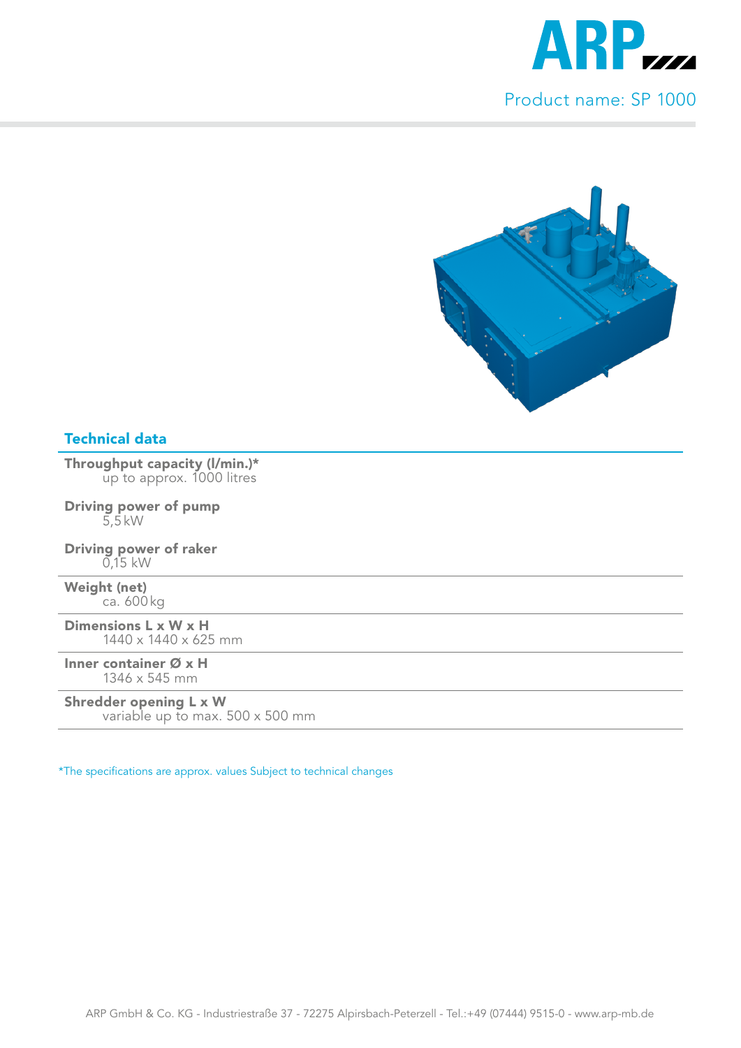Product name: SP 1000

## Technical data

**Throughput capacity (l/min.)***
up to approx. 1000 litres

**Driving power of pump**
5,5 kW

**Driving power of raker**
0,15 kW

**Weight (net)**
ca. 600 kg

**Dimensions L x W x H**
1440 x 1440 x 625 mm

**Inner container Ø x H**
1346 x 545 mm

**Shredder opening L x W**
variable up to max. 500 x 500 mm

*The specifications are approx. values Subject to technical changes

ARP GmbH & Co. KG - Industriestraße 37 - 72275 Alpirsbach-Peterzell - Tel.:+49 (07444) 9515-0 - www.arp-mb.de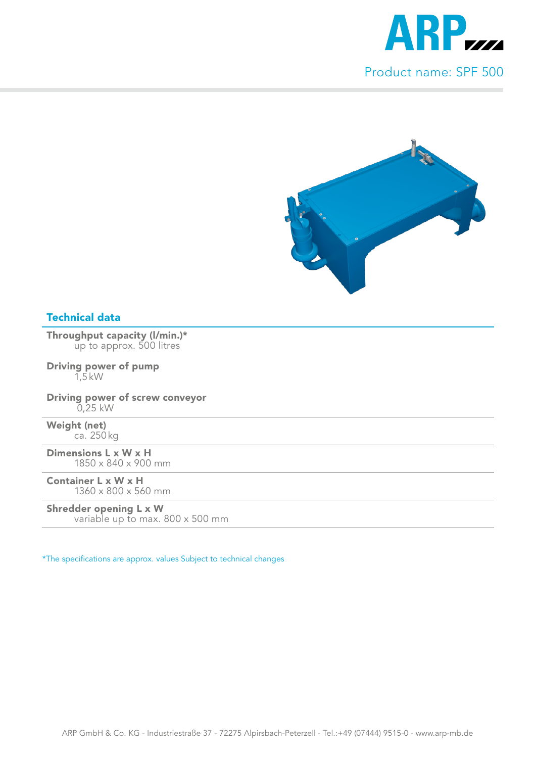Product name: SPF 500

## Technical data

**Throughput capacity (l/min.)***
up to approx. 500 litres

**Driving power of pump**
1,5 kW

**Driving power of screw conveyor**
0,25 kW

**Weight (net)**
ca. 250 kg

**Dimensions L x W x H**
1850 x 840 x 900 mm

**Container L x W x H**
1360 x 800 x 560 mm

**Shredder opening L x W**
variable up to max. 800 x 500 mm

*The specifications are approx. values Subject to technical changes

ARP GmbH & Co. KG - Industriestraße 37 - 72275 Alpirsbach-Peterzell - Tel.:+49 (07444) 9515-0 - www.arp-mb.de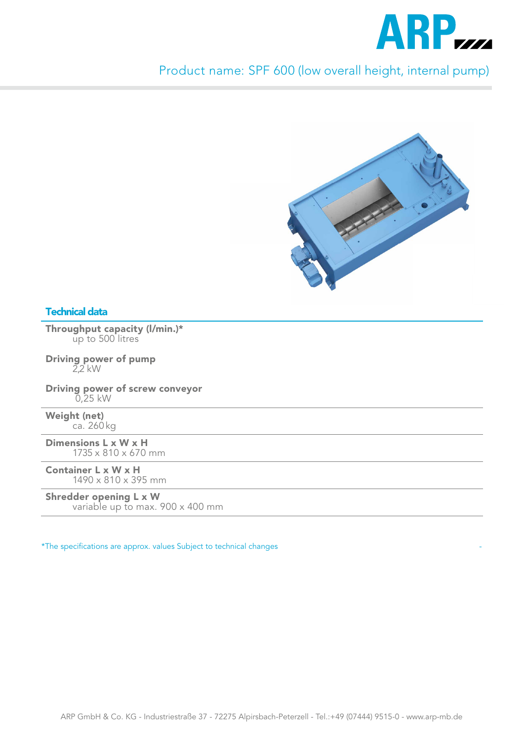Product name: SPF 600 (low overall height, internal pump)

## Technical data

**Throughput capacity (l/min.)***
up to 500 litres

**Driving power of pump**
2,2 kW

**Driving power of screw conveyor**
0,25 kW

**Weight (net)**
ca. 260 kg

**Dimensions L x W x H**
1735 x 810 x 670 mm

**Container L x W x H**
1490 x 810 x 395 mm

**Shredder opening L x W**
variable up to max. 900 x 400 mm

*The specifications are approx. values Subject to technical changes

ARP GmbH & Co. KG - Industriestraße 37 - 72275 Alpirsbach-Peterzell - Tel.:+49 (07444) 9515-0 - www.arp-mb.de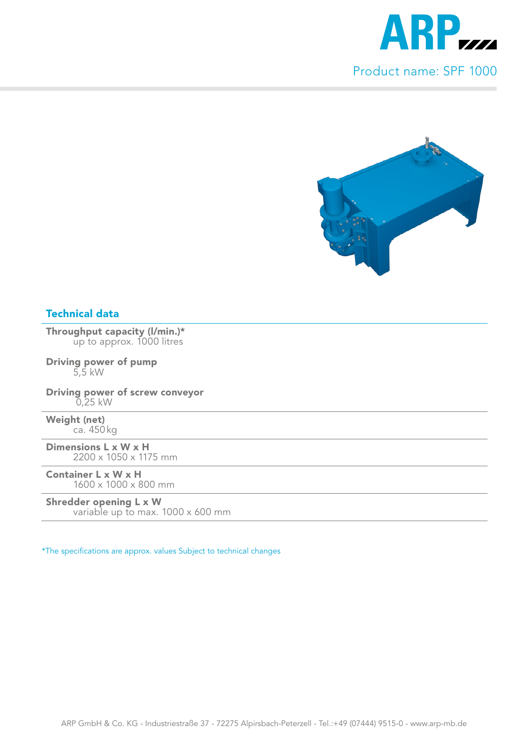Product name: SPF 1000

## Technical data

**Throughput capacity (l/min.)***
up to approx. 1000 litres

**Driving power of pump**
5,5 kW

**Driving power of screw conveyor**
0,25 kW

**Weight (net)**
ca. 450 kg

**Dimensions L x W x H**
2200 x 1050 x 1175 mm

**Container L x W x H**
1600 x 1000 x 800 mm

**Shredder opening L x W**
variable up to max. 1000 x 600 mm

*The specifications are approx. values Subject to technical changes

ARP GmbH & Co. KG - Industriestraße 37 - 72275 Alpirsbach-Peterzell - Tel.:+49 (07444) 9515-0 - www.arp-mb.de